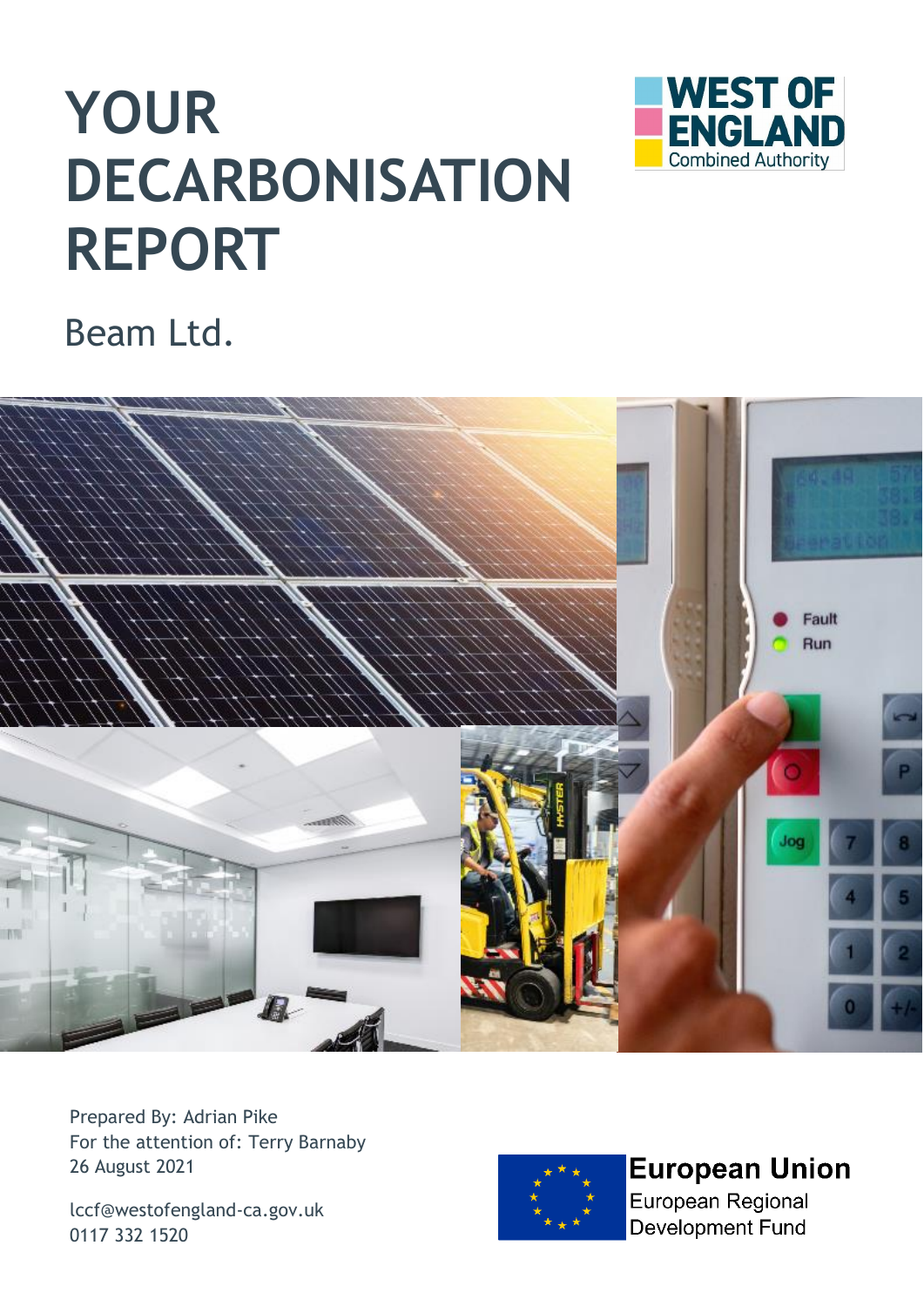# YOUR DECARBONISATION REPORT

WEST OF ENGLAND Combined Authority

Beam Ltd.

Prepared By: Adrian Pike
For the attention of: Terry Barnaby
26 August 2021

lccf@westofengland-ca.gov.uk
0117 332 1520

European Union
European Regional Development Fund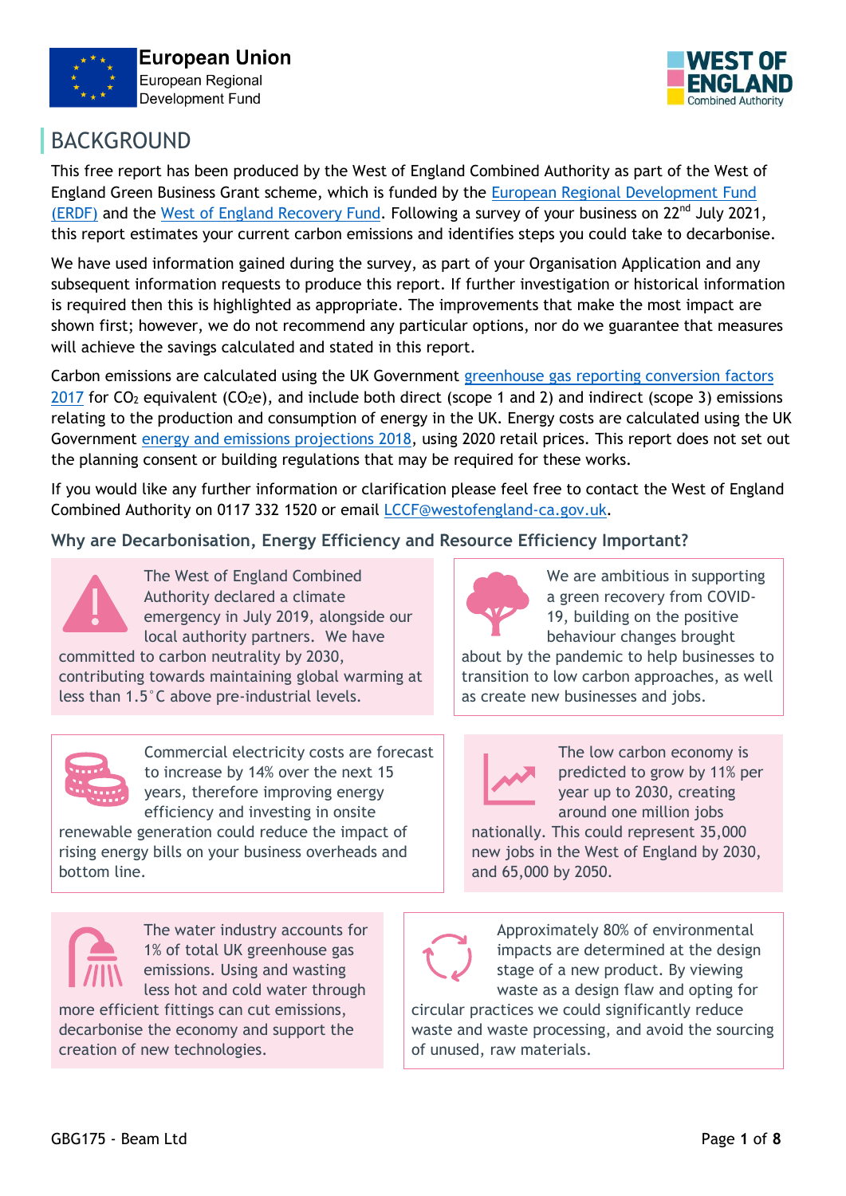European Union
European Regional Development Fund

WEST OF ENGLAND
Combined Authority

# BACKGROUND

This free report has been produced by the West of England Combined Authority as part of the West of England Green Business Grant scheme, which is funded by the European Regional Development Fund (ERDF) and the West of England Recovery Fund. Following a survey of your business on 22nd July 2021, this report estimates your current carbon emissions and identifies steps you could take to decarbonise.

We have used information gained during the survey, as part of your Organisation Application and any subsequent information requests to produce this report. If further investigation or historical information is required then this is highlighted as appropriate. The improvements that make the most impact are shown first; however, we do not recommend any particular options, nor do we guarantee that measures will achieve the savings calculated and stated in this report.

Carbon emissions are calculated using the UK Government greenhouse gas reporting conversion factors 2017 for $CO_2$ equivalent ($CO_2e$), and include both direct (scope 1 and 2) and indirect (scope 3) emissions relating to the production and consumption of energy in the UK. Energy costs are calculated using the UK Government energy and emissions projections 2018, using 2020 retail prices. This report does not set out the planning consent or building regulations that may be required for these works.

If you would like any further information or clarification please feel free to contact the West of England Combined Authority on 0117 332 1520 or email LCCF@westofengland-ca.gov.uk.

### Why are Decarbonisation, Energy Efficiency and Resource Efficiency Important?

The West of England Combined Authority declared a climate emergency in July 2019, alongside our local authority partners. We have committed to carbon neutrality by 2030, contributing towards maintaining global warming at less than 1.5°C above pre-industrial levels.

We are ambitious in supporting a green recovery from COVID-19, building on the positive behaviour changes brought about by the pandemic to help businesses to transition to low carbon approaches, as well as create new businesses and jobs.

Commercial electricity costs are forecast to increase by 14% over the next 15 years, therefore improving energy efficiency and investing in onsite renewable generation could reduce the impact of rising energy bills on your business overheads and bottom line.

The low carbon economy is predicted to grow by 11% per year up to 2030, creating around one million jobs nationally. This could represent 35,000 new jobs in the West of England by 2030, and 65,000 by 2050.

The water industry accounts for 1% of total UK greenhouse gas emissions. Using and wasting less hot and cold water through more efficient fittings can cut emissions, decarbonise the economy and support the creation of new technologies.

Approximately 80% of environmental impacts are determined at the design stage of a new product. By viewing waste as a design flaw and opting for circular practices we could significantly reduce waste and waste processing, and avoid the sourcing of unused, raw materials.

GBG175 - Beam Ltd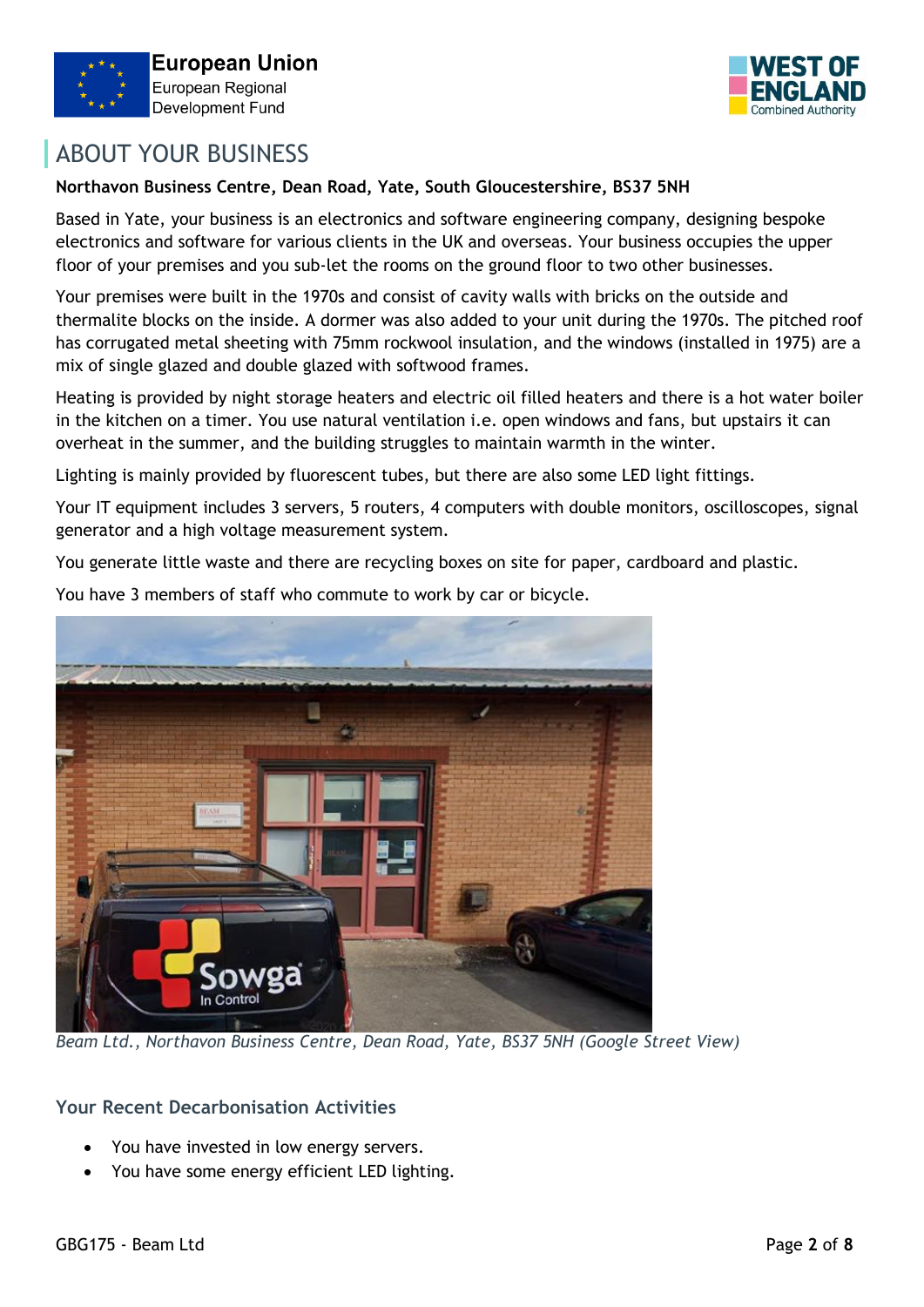# ABOUT YOUR BUSINESS

**Northavon Business Centre, Dean Road, Yate, South Gloucestershire, BS37 5NH**

Based in Yate, your business is an electronics and software engineering company, designing bespoke electronics and software for various clients in the UK and overseas. Your business occupies the upper floor of your premises and you sub-let the rooms on the ground floor to two other businesses.

Your premises were built in the 1970s and consist of cavity walls with bricks on the outside and thermalite blocks on the inside. A dormer was also added to your unit during the 1970s. The pitched roof has corrugated metal sheeting with 75mm rockwool insulation, and the windows (installed in 1975) are a mix of single glazed and double glazed with softwood frames.

Heating is provided by night storage heaters and electric oil filled heaters and there is a hot water boiler in the kitchen on a timer. You use natural ventilation i.e. open windows and fans, but upstairs it can overheat in the summer, and the building struggles to maintain warmth in the winter.

Lighting is mainly provided by fluorescent tubes, but there are also some LED light fittings.

Your IT equipment includes 3 servers, 5 routers, 4 computers with double monitors, oscilloscopes, signal generator and a high voltage measurement system.

You generate little waste and there are recycling boxes on site for paper, cardboard and plastic.

You have 3 members of staff who commute to work by car or bicycle.

*Beam Ltd., Northavon Business Centre, Dean Road, Yate, BS37 5NH (Google Street View)*

### Your Recent Decarbonisation Activities

- You have invested in low energy servers.
- You have some energy efficient LED lighting.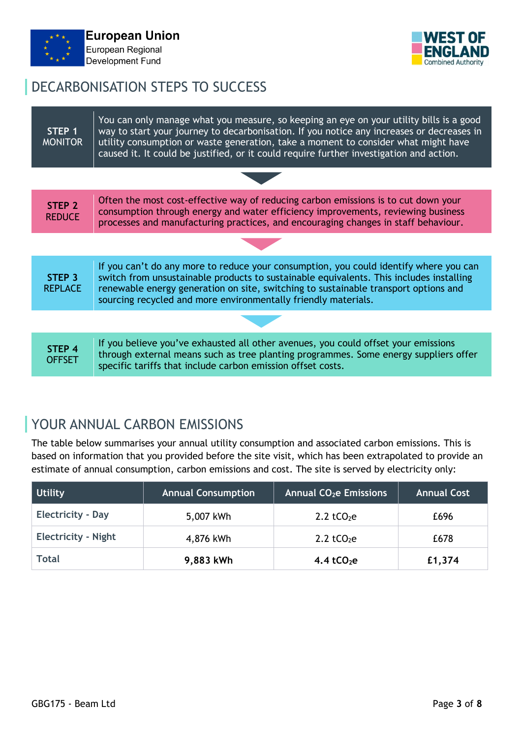## DECARBONISATION STEPS TO SUCCESS

| | |
|---|---|
| **STEP 1** MONITOR | You can only manage what you measure, so keeping an eye on your utility bills is a good way to start your journey to decarbonisation. If you notice any increases or decreases in utility consumption or waste generation, take a moment to consider what might have caused it. It could be justified, or it could require further investigation and action. |
| **STEP 2** REDUCE | Often the most cost-effective way of reducing carbon emissions is to cut down your consumption through energy and water efficiency improvements, reviewing business processes and manufacturing practices, and encouraging changes in staff behaviour. |
| **STEP 3** REPLACE | If you can't do any more to reduce your consumption, you could identify where you can switch from unsustainable products to sustainable equivalents. This includes installing renewable energy generation on site, switching to sustainable transport options and sourcing recycled and more environmentally friendly materials. |
| **STEP 4** OFFSET | If you believe you've exhausted all other avenues, you could offset your emissions through external means such as tree planting programmes. Some energy suppliers offer specific tariffs that include carbon emission offset costs. |

## YOUR ANNUAL CARBON EMISSIONS

The table below summarises your annual utility consumption and associated carbon emissions. This is based on information that you provided before the site visit, which has been extrapolated to provide an estimate of annual consumption, carbon emissions and cost. The site is served by electricity only:

| Utility | Annual Consumption | Annual $CO_2e$ Emissions | Annual Cost |
|---|---|---|---|
| Electricity - Day | 5,007 kWh | 2.2 $tCO_2e$ | £696 |
| Electricity - Night | 4,876 kWh | 2.2 $tCO_2e$ | £678 |
| Total | **9,883 kWh** | **4.4 $tCO_2e$** | **£1,374** |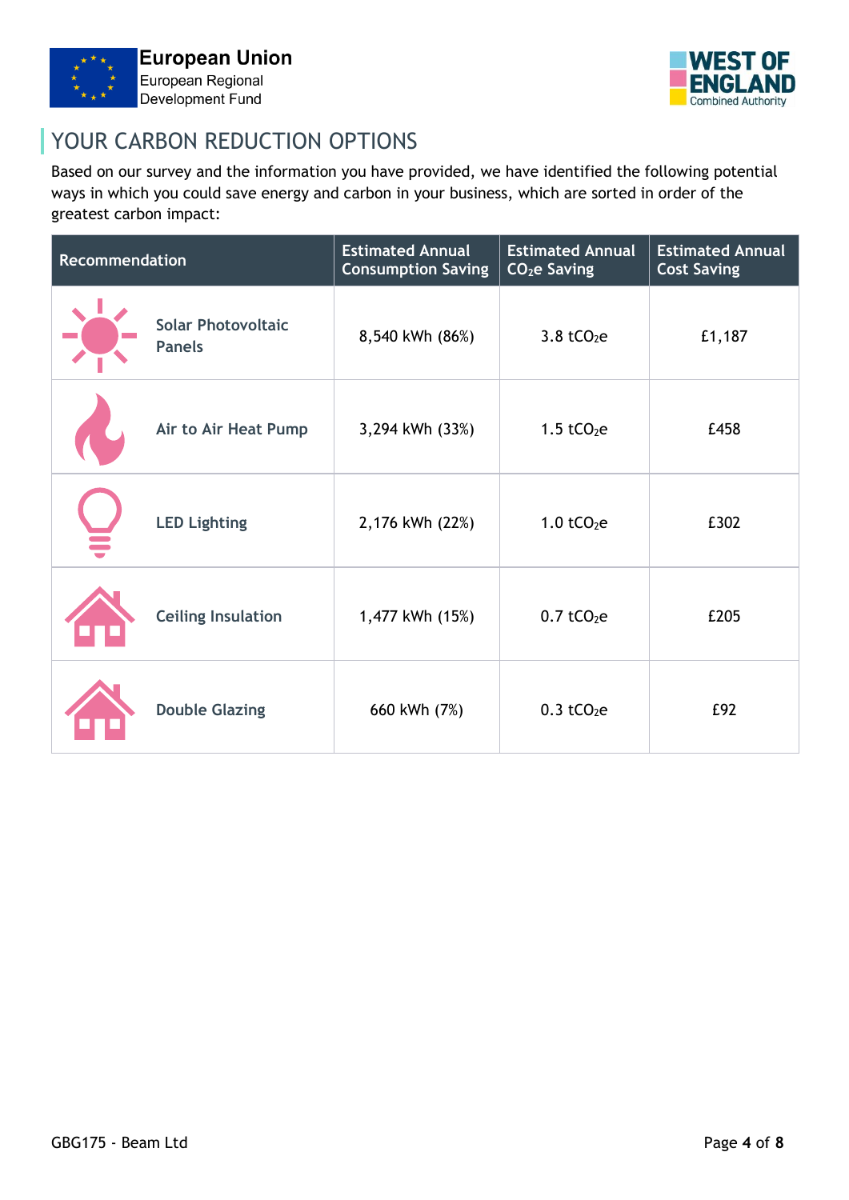## YOUR CARBON REDUCTION OPTIONS

Based on our survey and the information you have provided, we have identified the following potential ways in which you could save energy and carbon in your business, which are sorted in order of the greatest carbon impact:

| Recommendation | Estimated Annual Consumption Saving | Estimated Annual $CO_2e$ Saving | Estimated Annual Cost Saving |
|---|---|---|---|
| Solar Photovoltaic Panels | 8,540 kWh (86%) | 3.8 $tCO_2e$ | £1,187 |
| Air to Air Heat Pump | 3,294 kWh (33%) | 1.5 $tCO_2e$ | £458 |
| LED Lighting | 2,176 kWh (22%) | 1.0 $tCO_2e$ | £302 |
| Ceiling Insulation | 1,477 kWh (15%) | 0.7 $tCO_2e$ | £205 |
| Double Glazing | 660 kWh (7%) | 0.3 $tCO_2e$ | £92 |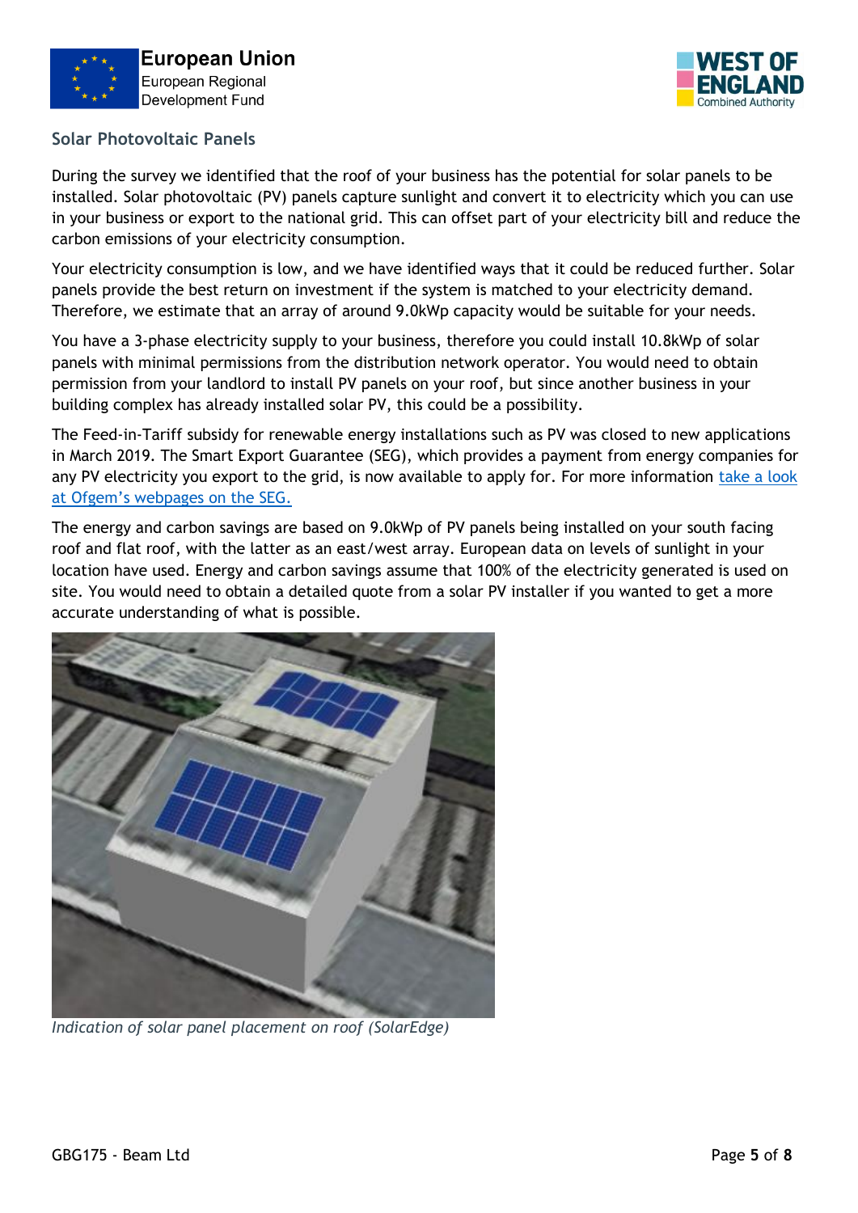## Solar Photovoltaic Panels

During the survey we identified that the roof of your business has the potential for solar panels to be installed. Solar photovoltaic (PV) panels capture sunlight and convert it to electricity which you can use in your business or export to the national grid. This can offset part of your electricity bill and reduce the carbon emissions of your electricity consumption.

Your electricity consumption is low, and we have identified ways that it could be reduced further. Solar panels provide the best return on investment if the system is matched to your electricity demand. Therefore, we estimate that an array of around 9.0kWp capacity would be suitable for your needs.

You have a 3-phase electricity supply to your business, therefore you could install 10.8kWp of solar panels with minimal permissions from the distribution network operator. You would need to obtain permission from your landlord to install PV panels on your roof, but since another business in your building complex has already installed solar PV, this could be a possibility.

The Feed-in-Tariff subsidy for renewable energy installations such as PV was closed to new applications in March 2019. The Smart Export Guarantee (SEG), which provides a payment from energy companies for any PV electricity you export to the grid, is now available to apply for. For more information take a look at Ofgem's webpages on the SEG.

The energy and carbon savings are based on 9.0kWp of PV panels being installed on your south facing roof and flat roof, with the latter as an east/west array. European data on levels of sunlight in your location have used. Energy and carbon savings assume that 100% of the electricity generated is used on site. You would need to obtain a detailed quote from a solar PV installer if you wanted to get a more accurate understanding of what is possible.

*Indication of solar panel placement on roof (SolarEdge)*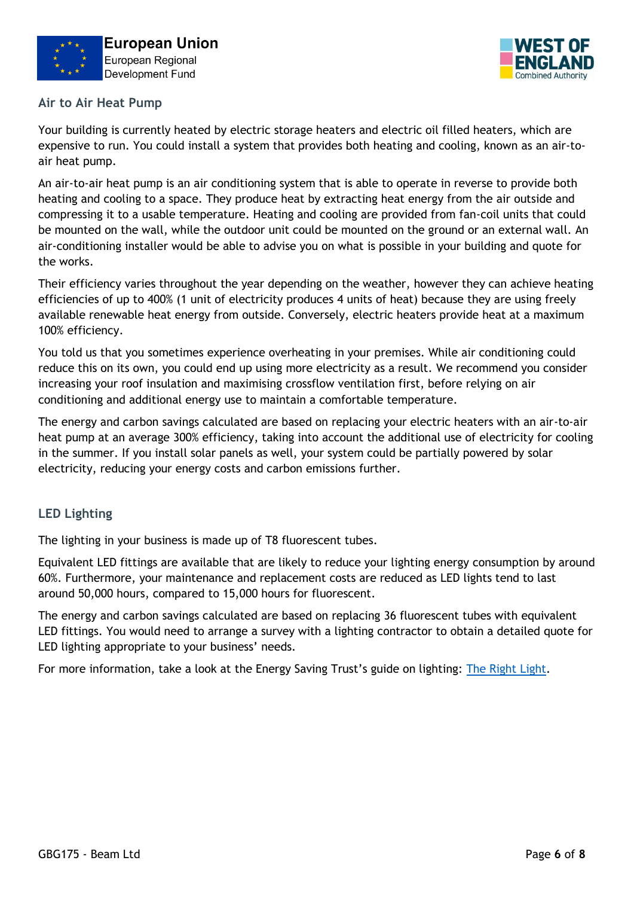## Air to Air Heat Pump

Your building is currently heated by electric storage heaters and electric oil filled heaters, which are expensive to run. You could install a system that provides both heating and cooling, known as an air-to-air heat pump.

An air-to-air heat pump is an air conditioning system that is able to operate in reverse to provide both heating and cooling to a space. They produce heat by extracting heat energy from the air outside and compressing it to a usable temperature. Heating and cooling are provided from fan-coil units that could be mounted on the wall, while the outdoor unit could be mounted on the ground or an external wall. An air-conditioning installer would be able to advise you on what is possible in your building and quote for the works.

Their efficiency varies throughout the year depending on the weather, however they can achieve heating efficiencies of up to 400% (1 unit of electricity produces 4 units of heat) because they are using freely available renewable heat energy from outside. Conversely, electric heaters provide heat at a maximum 100% efficiency.

You told us that you sometimes experience overheating in your premises. While air conditioning could reduce this on its own, you could end up using more electricity as a result. We recommend you consider increasing your roof insulation and maximising crossflow ventilation first, before relying on air conditioning and additional energy use to maintain a comfortable temperature.

The energy and carbon savings calculated are based on replacing your electric heaters with an air-to-air heat pump at an average 300% efficiency, taking into account the additional use of electricity for cooling in the summer. If you install solar panels as well, your system could be partially powered by solar electricity, reducing your energy costs and carbon emissions further.

## LED Lighting

The lighting in your business is made up of T8 fluorescent tubes.

Equivalent LED fittings are available that are likely to reduce your lighting energy consumption by around 60%. Furthermore, your maintenance and replacement costs are reduced as LED lights tend to last around 50,000 hours, compared to 15,000 hours for fluorescent.

The energy and carbon savings calculated are based on replacing 36 fluorescent tubes with equivalent LED fittings. You would need to arrange a survey with a lighting contractor to obtain a detailed quote for LED lighting appropriate to your business' needs.

For more information, take a look at the Energy Saving Trust's guide on lighting: The Right Light.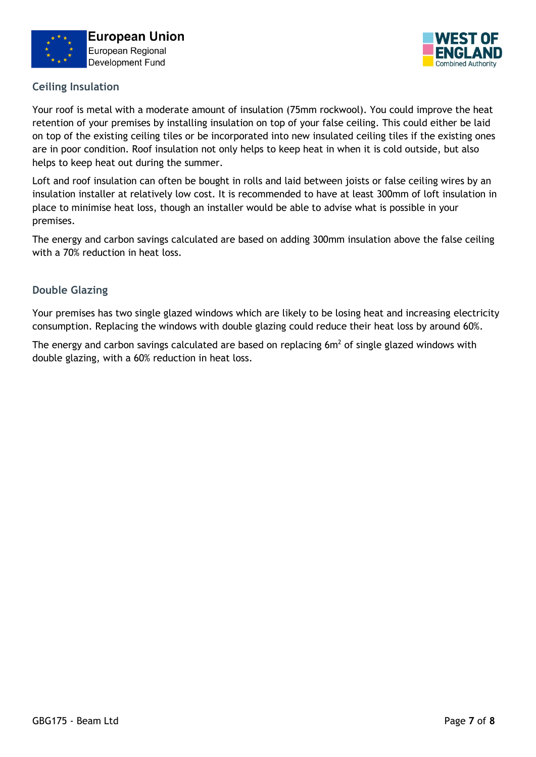## Ceiling Insulation

Your roof is metal with a moderate amount of insulation (75mm rockwool). You could improve the heat retention of your premises by installing insulation on top of your false ceiling. This could either be laid on top of the existing ceiling tiles or be incorporated into new insulated ceiling tiles if the existing ones are in poor condition. Roof insulation not only helps to keep heat in when it is cold outside, but also helps to keep heat out during the summer.

Loft and roof insulation can often be bought in rolls and laid between joists or false ceiling wires by an insulation installer at relatively low cost. It is recommended to have at least 300mm of loft insulation in place to minimise heat loss, though an installer would be able to advise what is possible in your premises.

The energy and carbon savings calculated are based on adding 300mm insulation above the false ceiling with a 70% reduction in heat loss.

## Double Glazing

Your premises has two single glazed windows which are likely to be losing heat and increasing electricity consumption. Replacing the windows with double glazing could reduce their heat loss by around 60%.

The energy and carbon savings calculated are based on replacing 6m$^2$ of single glazed windows with double glazing, with a 60% reduction in heat loss.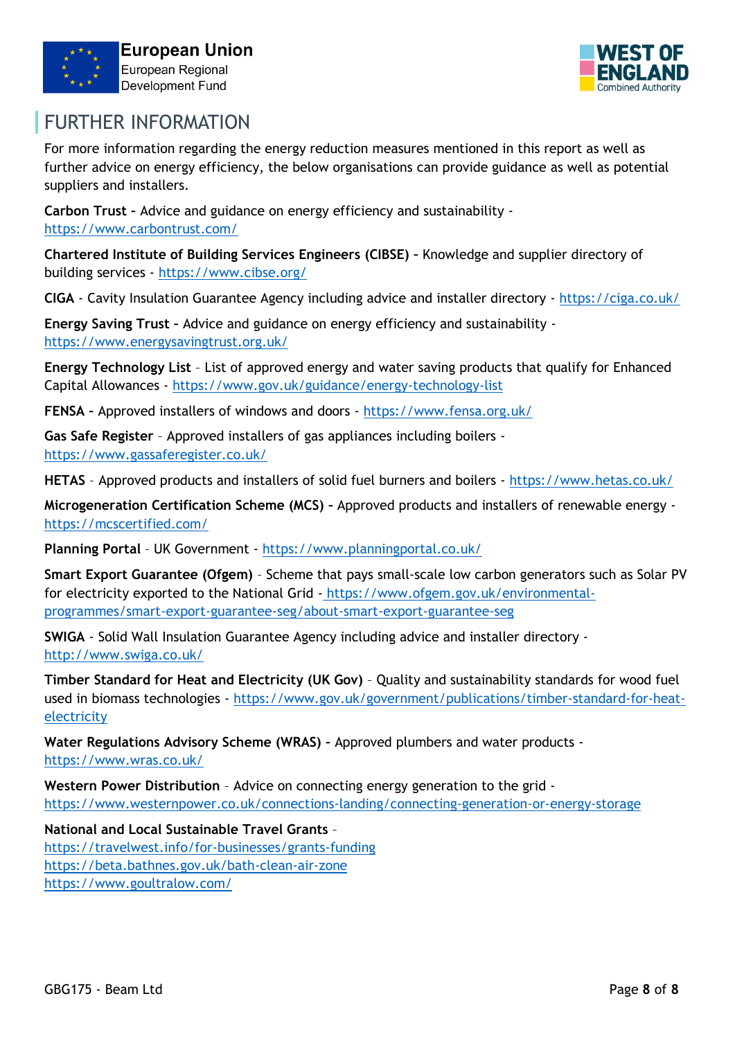# FURTHER INFORMATION

For more information regarding the energy reduction measures mentioned in this report as well as further advice on energy efficiency, the below organisations can provide guidance as well as potential suppliers and installers.

**Carbon Trust** – Advice and guidance on energy efficiency and sustainability - https://www.carbontrust.com/

**Chartered Institute of Building Services Engineers (CIBSE)** – Knowledge and supplier directory of building services - https://www.cibse.org/

**CIGA** - Cavity Insulation Guarantee Agency including advice and installer directory - https://ciga.co.uk/

**Energy Saving Trust** – Advice and guidance on energy efficiency and sustainability - https://www.energysavingtrust.org.uk/

**Energy Technology List** – List of approved energy and water saving products that qualify for Enhanced Capital Allowances - https://www.gov.uk/guidance/energy-technology-list

**FENSA** – Approved installers of windows and doors - https://www.fensa.org.uk/

**Gas Safe Register** – Approved installers of gas appliances including boilers - https://www.gassaferegister.co.uk/

**HETAS** – Approved products and installers of solid fuel burners and boilers - https://www.hetas.co.uk/

**Microgeneration Certification Scheme (MCS)** – Approved products and installers of renewable energy - https://mcscertified.com/

**Planning Portal** – UK Government - https://www.planningportal.co.uk/

**Smart Export Guarantee (Ofgem)** – Scheme that pays small-scale low carbon generators such as Solar PV for electricity exported to the National Grid - https://www.ofgem.gov.uk/environmental-programmes/smart-export-guarantee-seg/about-smart-export-guarantee-seg

**SWIGA** - Solid Wall Insulation Guarantee Agency including advice and installer directory - http://www.swiga.co.uk/

**Timber Standard for Heat and Electricity (UK Gov)** – Quality and sustainability standards for wood fuel used in biomass technologies - https://www.gov.uk/government/publications/timber-standard-for-heat-electricity

**Water Regulations Advisory Scheme (WRAS)** – Approved plumbers and water products - https://www.wras.co.uk/

**Western Power Distribution** – Advice on connecting energy generation to the grid - https://www.westernpower.co.uk/connections-landing/connecting-generation-or-energy-storage

**National and Local Sustainable Travel Grants** –
https://travelwest.info/for-businesses/grants-funding
https://beta.bathnes.gov.uk/bath-clean-air-zone
https://www.goultralow.com/